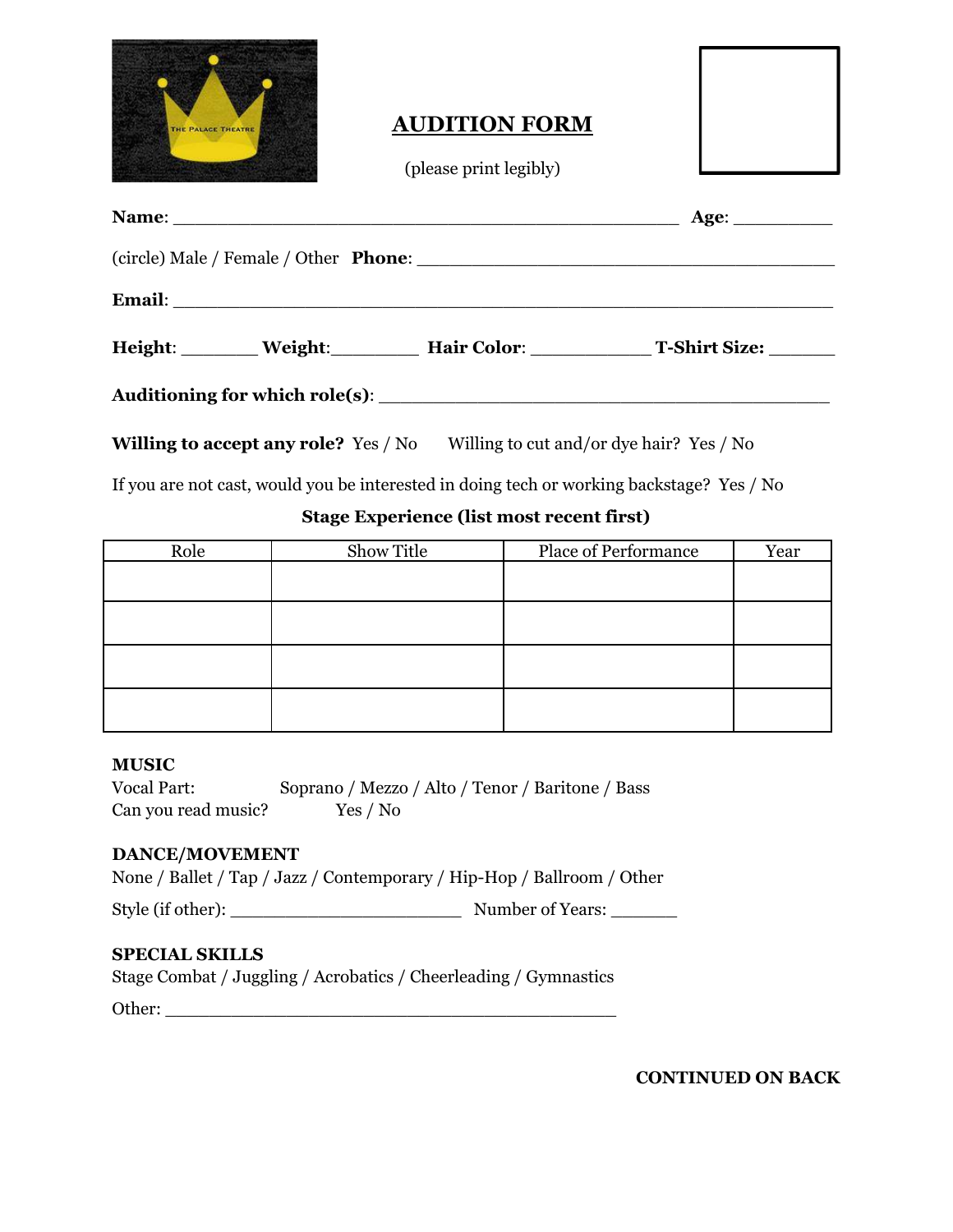THE PALACE THEATRE

# AUDITION FORM

(please print legibly)

**Name**: ____________________________________________ **Age**: _________

(circle) Male / Female / Other **Phone**: ____________________________________

**Email**: ______________________________________________________________

**Height**: _______ **Weight**:________ **Hair Color**: ___________ **T-Shirt Size:** ______

**Auditioning for which role(s)**: _______________________________________

**Willing to accept any role?** Yes / No Willing to cut and/or dye hair? Yes / No

If you are not cast, would you be interested in doing tech or working backstage? Yes / No

**Stage Experience (list most recent first)**

| Role | Show Title | Place of Performance | Year |
|---|---|---|---|
| | | | |
| | | | |
| | | | |
| | | | |

**MUSIC**

Vocal Part: Soprano / Mezzo / Alto / Tenor / Baritone / Bass

Can you read music? Yes / No

**DANCE/MOVEMENT**

None / Ballet / Tap / Jazz / Contemporary / Hip-Hop / Ballroom / Other

Style (if other): ______________________ Number of Years: _______

**SPECIAL SKILLS**

Stage Combat / Juggling / Acrobatics / Cheerleading / Gymnastics

Other: ____________________________________________

**CONTINUED ON BACK**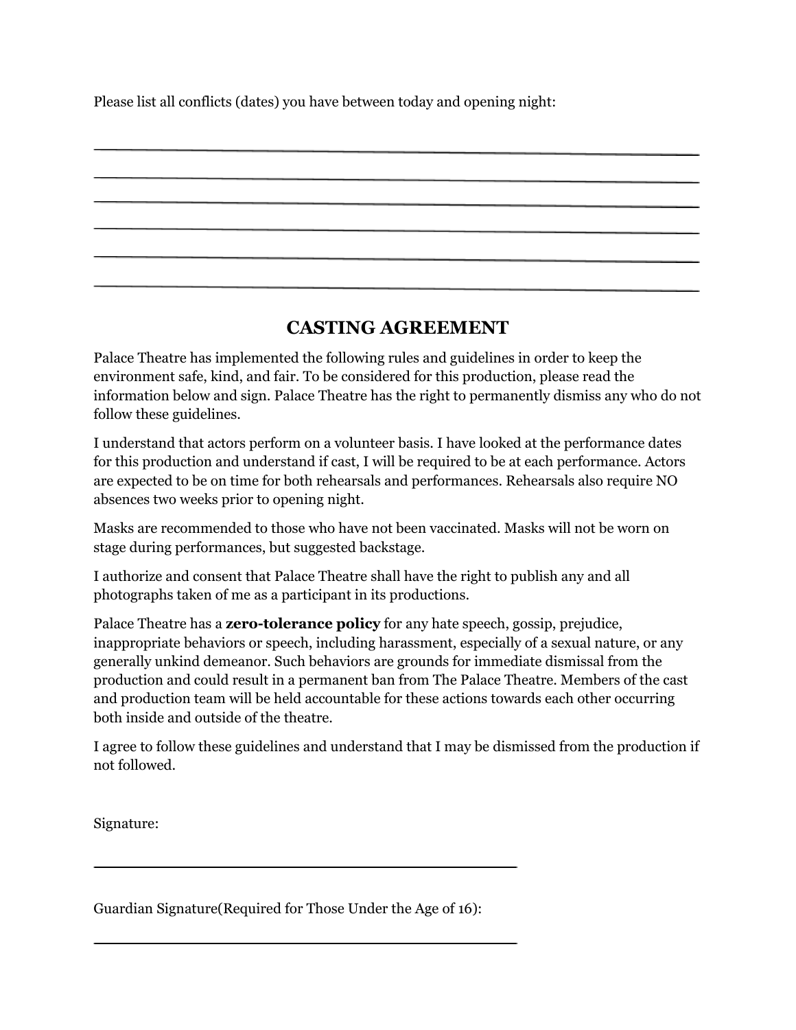Please list all conflicts (dates) you have between today and opening night:

______________________________________________________________________

______________________________________________________________________

______________________________________________________________________

______________________________________________________________________

______________________________________________________________________

______________________________________________________________________

## CASTING AGREEMENT

Palace Theatre has implemented the following rules and guidelines in order to keep the environment safe, kind, and fair. To be considered for this production, please read the information below and sign. Palace Theatre has the right to permanently dismiss any who do not follow these guidelines.

I understand that actors perform on a volunteer basis. I have looked at the performance dates for this production and understand if cast, I will be required to be at each performance. Actors are expected to be on time for both rehearsals and performances. Rehearsals also require NO absences two weeks prior to opening night.

Masks are recommended to those who have not been vaccinated. Masks will not be worn on stage during performances, but suggested backstage.

I authorize and consent that Palace Theatre shall have the right to publish any and all photographs taken of me as a participant in its productions.

Palace Theatre has a **zero-tolerance policy** for any hate speech, gossip, prejudice, inappropriate behaviors or speech, including harassment, especially of a sexual nature, or any generally unkind demeanor. Such behaviors are grounds for immediate dismissal from the production and could result in a permanent ban from The Palace Theatre. Members of the cast and production team will be held accountable for these actions towards each other occurring both inside and outside of the theatre.

I agree to follow these guidelines and understand that I may be dismissed from the production if not followed.

Signature:

______________________________________________

Guardian Signature(Required for Those Under the Age of 16):

______________________________________________